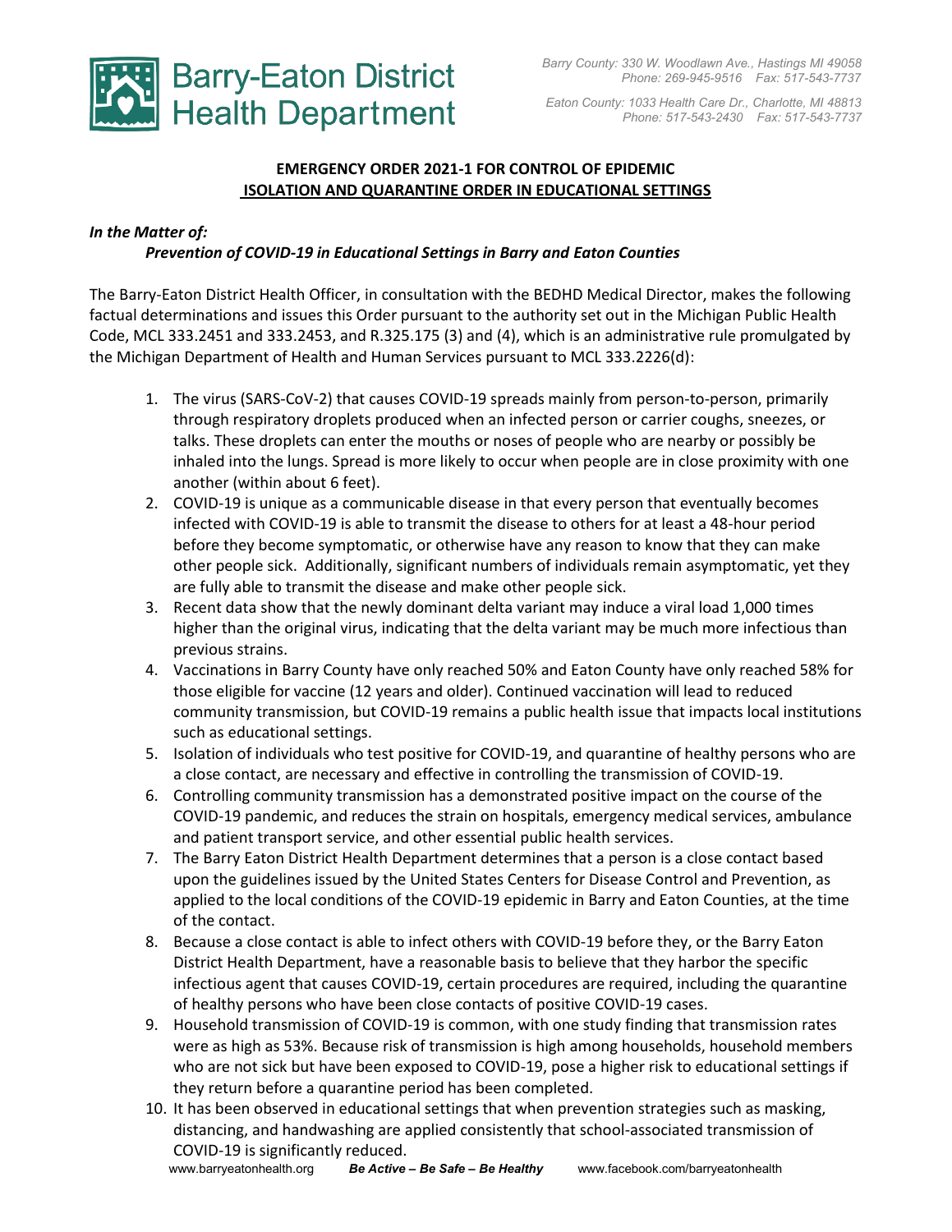# Barry-Eaton District Health Department

*Barry County: 330 W. Woodlawn Ave., Hastings MI 49058*
*Phone: 269-945-9516 Fax: 517-543-7737*

*Eaton County: 1033 Health Care Dr., Charlotte, MI 48813*
*Phone: 517-543-2430 Fax: 517-543-7737*

## EMERGENCY ORDER 2021-1 FOR CONTROL OF EPIDEMIC ISOLATION AND QUARANTINE ORDER IN EDUCATIONAL SETTINGS

***In the Matter of:***

***Prevention of COVID-19 in Educational Settings in Barry and Eaton Counties***

The Barry-Eaton District Health Officer, in consultation with the BEDHD Medical Director, makes the following factual determinations and issues this Order pursuant to the authority set out in the Michigan Public Health Code, MCL 333.2451 and 333.2453, and R.325.175 (3) and (4), which is an administrative rule promulgated by the Michigan Department of Health and Human Services pursuant to MCL 333.2226(d):

1. The virus (SARS-CoV-2) that causes COVID-19 spreads mainly from person-to-person, primarily through respiratory droplets produced when an infected person or carrier coughs, sneezes, or talks. These droplets can enter the mouths or noses of people who are nearby or possibly be inhaled into the lungs. Spread is more likely to occur when people are in close proximity with one another (within about 6 feet).
2. COVID-19 is unique as a communicable disease in that every person that eventually becomes infected with COVID-19 is able to transmit the disease to others for at least a 48-hour period before they become symptomatic, or otherwise have any reason to know that they can make other people sick. Additionally, significant numbers of individuals remain asymptomatic, yet they are fully able to transmit the disease and make other people sick.
3. Recent data show that the newly dominant delta variant may induce a viral load 1,000 times higher than the original virus, indicating that the delta variant may be much more infectious than previous strains.
4. Vaccinations in Barry County have only reached 50% and Eaton County have only reached 58% for those eligible for vaccine (12 years and older). Continued vaccination will lead to reduced community transmission, but COVID-19 remains a public health issue that impacts local institutions such as educational settings.
5. Isolation of individuals who test positive for COVID-19, and quarantine of healthy persons who are a close contact, are necessary and effective in controlling the transmission of COVID-19.
6. Controlling community transmission has a demonstrated positive impact on the course of the COVID-19 pandemic, and reduces the strain on hospitals, emergency medical services, ambulance and patient transport service, and other essential public health services.
7. The Barry Eaton District Health Department determines that a person is a close contact based upon the guidelines issued by the United States Centers for Disease Control and Prevention, as applied to the local conditions of the COVID-19 epidemic in Barry and Eaton Counties, at the time of the contact.
8. Because a close contact is able to infect others with COVID-19 before they, or the Barry Eaton District Health Department, have a reasonable basis to believe that they harbor the specific infectious agent that causes COVID-19, certain procedures are required, including the quarantine of healthy persons who have been close contacts of positive COVID-19 cases.
9. Household transmission of COVID-19 is common, with one study finding that transmission rates were as high as 53%. Because risk of transmission is high among households, household members who are not sick but have been exposed to COVID-19, pose a higher risk to educational settings if they return before a quarantine period has been completed.
10. It has been observed in educational settings that when prevention strategies such as masking, distancing, and handwashing are applied consistently that school-associated transmission of COVID-19 is significantly reduced.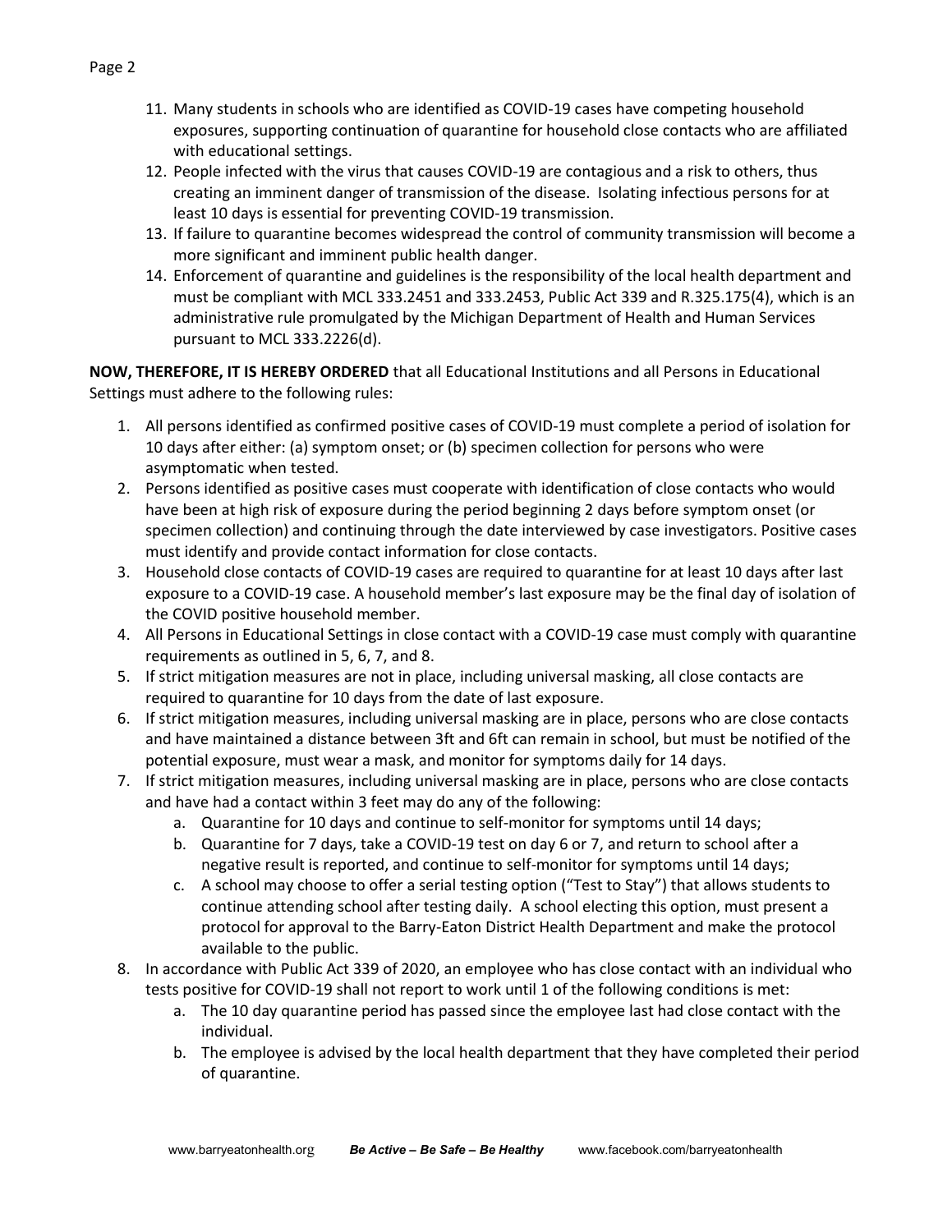11. Many students in schools who are identified as COVID-19 cases have competing household exposures, supporting continuation of quarantine for household close contacts who are affiliated with educational settings.
12. People infected with the virus that causes COVID-19 are contagious and a risk to others, thus creating an imminent danger of transmission of the disease. Isolating infectious persons for at least 10 days is essential for preventing COVID-19 transmission.
13. If failure to quarantine becomes widespread the control of community transmission will become a more significant and imminent public health danger.
14. Enforcement of quarantine and guidelines is the responsibility of the local health department and must be compliant with MCL 333.2451 and 333.2453, Public Act 339 and R.325.175(4), which is an administrative rule promulgated by the Michigan Department of Health and Human Services pursuant to MCL 333.2226(d).

**NOW, THEREFORE, IT IS HEREBY ORDERED** that all Educational Institutions and all Persons in Educational Settings must adhere to the following rules:

1. All persons identified as confirmed positive cases of COVID-19 must complete a period of isolation for 10 days after either: (a) symptom onset; or (b) specimen collection for persons who were asymptomatic when tested.
2. Persons identified as positive cases must cooperate with identification of close contacts who would have been at high risk of exposure during the period beginning 2 days before symptom onset (or specimen collection) and continuing through the date interviewed by case investigators. Positive cases must identify and provide contact information for close contacts.
3. Household close contacts of COVID-19 cases are required to quarantine for at least 10 days after last exposure to a COVID-19 case. A household member's last exposure may be the final day of isolation of the COVID positive household member.
4. All Persons in Educational Settings in close contact with a COVID-19 case must comply with quarantine requirements as outlined in 5, 6, 7, and 8.
5. If strict mitigation measures are not in place, including universal masking, all close contacts are required to quarantine for 10 days from the date of last exposure.
6. If strict mitigation measures, including universal masking are in place, persons who are close contacts and have maintained a distance between 3ft and 6ft can remain in school, but must be notified of the potential exposure, must wear a mask, and monitor for symptoms daily for 14 days.
7. If strict mitigation measures, including universal masking are in place, persons who are close contacts and have had a contact within 3 feet may do any of the following:
   a. Quarantine for 10 days and continue to self-monitor for symptoms until 14 days;
   b. Quarantine for 7 days, take a COVID-19 test on day 6 or 7, and return to school after a negative result is reported, and continue to self-monitor for symptoms until 14 days;
   c. A school may choose to offer a serial testing option ("Test to Stay") that allows students to continue attending school after testing daily. A school electing this option, must present a protocol for approval to the Barry-Eaton District Health Department and make the protocol available to the public.
8. In accordance with Public Act 339 of 2020, an employee who has close contact with an individual who tests positive for COVID-19 shall not report to work until 1 of the following conditions is met:
   a. The 10 day quarantine period has passed since the employee last had close contact with the individual.
   b. The employee is advised by the local health department that they have completed their period of quarantine.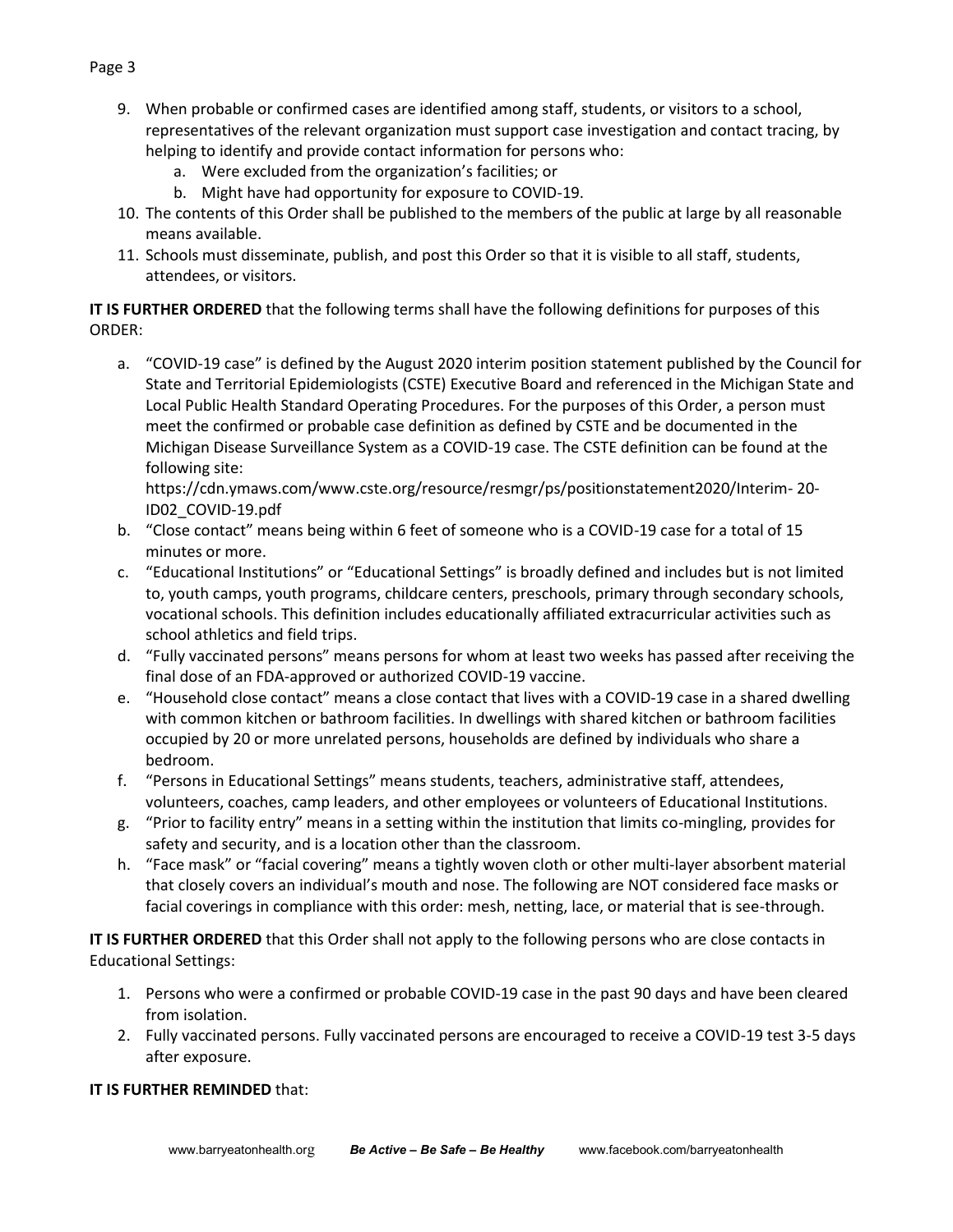9. When probable or confirmed cases are identified among staff, students, or visitors to a school, representatives of the relevant organization must support case investigation and contact tracing, by helping to identify and provide contact information for persons who:
    a. Were excluded from the organization's facilities; or
    b. Might have had opportunity for exposure to COVID-19.
10. The contents of this Order shall be published to the members of the public at large by all reasonable means available.
11. Schools must disseminate, publish, and post this Order so that it is visible to all staff, students, attendees, or visitors.

**IT IS FURTHER ORDERED** that the following terms shall have the following definitions for purposes of this ORDER:

a. "COVID-19 case" is defined by the August 2020 interim position statement published by the Council for State and Territorial Epidemiologists (CSTE) Executive Board and referenced in the Michigan State and Local Public Health Standard Operating Procedures. For the purposes of this Order, a person must meet the confirmed or probable case definition as defined by CSTE and be documented in the Michigan Disease Surveillance System as a COVID-19 case. The CSTE definition can be found at the following site: https://cdn.ymaws.com/www.cste.org/resource/resmgr/ps/positionstatement2020/Interim- 20-ID02_COVID-19.pdf
b. "Close contact" means being within 6 feet of someone who is a COVID-19 case for a total of 15 minutes or more.
c. "Educational Institutions" or "Educational Settings" is broadly defined and includes but is not limited to, youth camps, youth programs, childcare centers, preschools, primary through secondary schools, vocational schools. This definition includes educationally affiliated extracurricular activities such as school athletics and field trips.
d. "Fully vaccinated persons" means persons for whom at least two weeks has passed after receiving the final dose of an FDA-approved or authorized COVID-19 vaccine.
e. "Household close contact" means a close contact that lives with a COVID-19 case in a shared dwelling with common kitchen or bathroom facilities. In dwellings with shared kitchen or bathroom facilities occupied by 20 or more unrelated persons, households are defined by individuals who share a bedroom.
f. "Persons in Educational Settings" means students, teachers, administrative staff, attendees, volunteers, coaches, camp leaders, and other employees or volunteers of Educational Institutions.
g. "Prior to facility entry" means in a setting within the institution that limits co-mingling, provides for safety and security, and is a location other than the classroom.
h. "Face mask" or "facial covering" means a tightly woven cloth or other multi-layer absorbent material that closely covers an individual's mouth and nose. The following are NOT considered face masks or facial coverings in compliance with this order: mesh, netting, lace, or material that is see-through.

**IT IS FURTHER ORDERED** that this Order shall not apply to the following persons who are close contacts in Educational Settings:

1. Persons who were a confirmed or probable COVID-19 case in the past 90 days and have been cleared from isolation.
2. Fully vaccinated persons. Fully vaccinated persons are encouraged to receive a COVID-19 test 3-5 days after exposure.

**IT IS FURTHER REMINDED** that: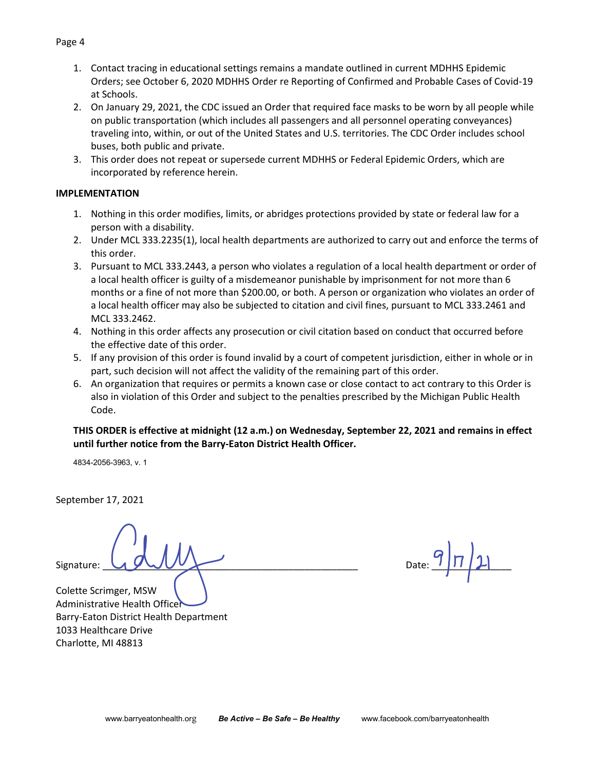1. Contact tracing in educational settings remains a mandate outlined in current MDHHS Epidemic Orders; see October 6, 2020 MDHHS Order re Reporting of Confirmed and Probable Cases of Covid-19 at Schools.
2. On January 29, 2021, the CDC issued an Order that required face masks to be worn by all people while on public transportation (which includes all passengers and all personnel operating conveyances) traveling into, within, or out of the United States and U.S. territories. The CDC Order includes school buses, both public and private.
3. This order does not repeat or supersede current MDHHS or Federal Epidemic Orders, which are incorporated by reference herein.

**IMPLEMENTATION**

1. Nothing in this order modifies, limits, or abridges protections provided by state or federal law for a person with a disability.
2. Under MCL 333.2235(1), local health departments are authorized to carry out and enforce the terms of this order.
3. Pursuant to MCL 333.2443, a person who violates a regulation of a local health department or order of a local health officer is guilty of a misdemeanor punishable by imprisonment for not more than 6 months or a fine of not more than $200.00, or both. A person or organization who violates an order of a local health officer may also be subjected to citation and civil fines, pursuant to MCL 333.2461 and MCL 333.2462.
4. Nothing in this order affects any prosecution or civil citation based on conduct that occurred before the effective date of this order.
5. If any provision of this order is found invalid by a court of competent jurisdiction, either in whole or in part, such decision will not affect the validity of the remaining part of this order.
6. An organization that requires or permits a known case or close contact to act contrary to this Order is also in violation of this Order and subject to the penalties prescribed by the Michigan Public Health Code.

**THIS ORDER is effective at midnight (12 a.m.) on Wednesday, September 22, 2021 and remains in effect until further notice from the Barry-Eaton District Health Officer.**

4834-2056-3963, v. 1

September 17, 2021

Signature: ______________________ Date: 9/17/21

Colette Scrimger, MSW
Administrative Health Officer
Barry-Eaton District Health Department
1033 Healthcare Drive
Charlotte, MI 48813

www.barryeatonhealth.org *Be Active – Be Safe – Be Healthy* www.facebook.com/barryeatonhealth